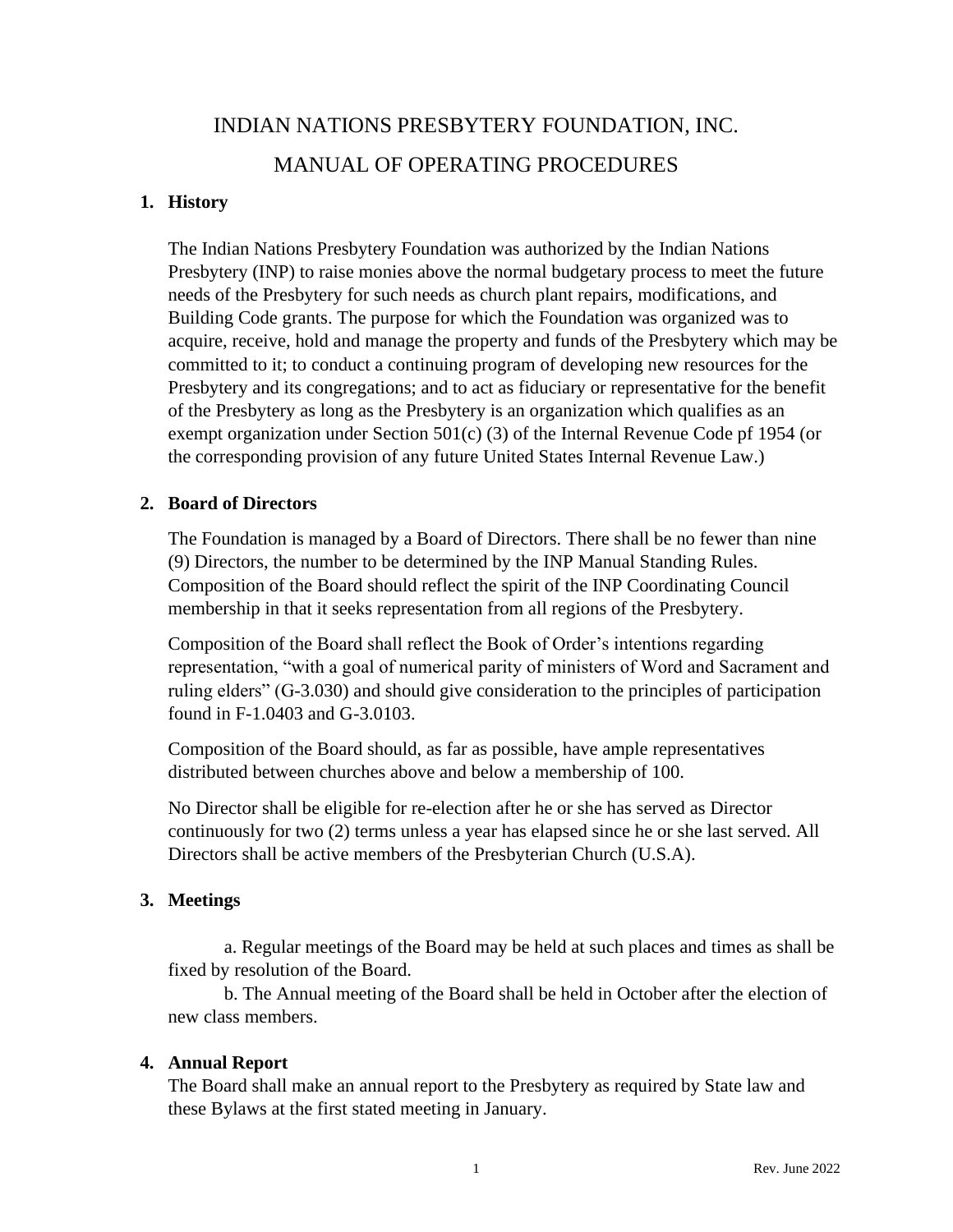# INDIAN NATIONS PRESBYTERY FOUNDATION, INC.

# MANUAL OF OPERATING PROCEDURES

## 1. History

The Indian Nations Presbytery Foundation was authorized by the Indian Nations Presbytery (INP) to raise monies above the normal budgetary process to meet the future needs of the Presbytery for such needs as church plant repairs, modifications, and Building Code grants. The purpose for which the Foundation was organized was to acquire, receive, hold and manage the property and funds of the Presbytery which may be committed to it; to conduct a continuing program of developing new resources for the Presbytery and its congregations; and to act as fiduciary or representative for the benefit of the Presbytery as long as the Presbytery is an organization which qualifies as an exempt organization under Section 501(c) (3) of the Internal Revenue Code pf 1954 (or the corresponding provision of any future United States Internal Revenue Law.)

## 2. Board of Directors

The Foundation is managed by a Board of Directors. There shall be no fewer than nine (9) Directors, the number to be determined by the INP Manual Standing Rules. Composition of the Board should reflect the spirit of the INP Coordinating Council membership in that it seeks representation from all regions of the Presbytery.

Composition of the Board shall reflect the Book of Order's intentions regarding representation, "with a goal of numerical parity of ministers of Word and Sacrament and ruling elders" (G-3.030) and should give consideration to the principles of participation found in F-1.0403 and G-3.0103.

Composition of the Board should, as far as possible, have ample representatives distributed between churches above and below a membership of 100.

No Director shall be eligible for re-election after he or she has served as Director continuously for two (2) terms unless a year has elapsed since he or she last served. All Directors shall be active members of the Presbyterian Church (U.S.A).

## 3. Meetings

a. Regular meetings of the Board may be held at such places and times as shall be fixed by resolution of the Board.

b. The Annual meeting of the Board shall be held in October after the election of new class members.

## 4. Annual Report

The Board shall make an annual report to the Presbytery as required by State law and these Bylaws at the first stated meeting in January.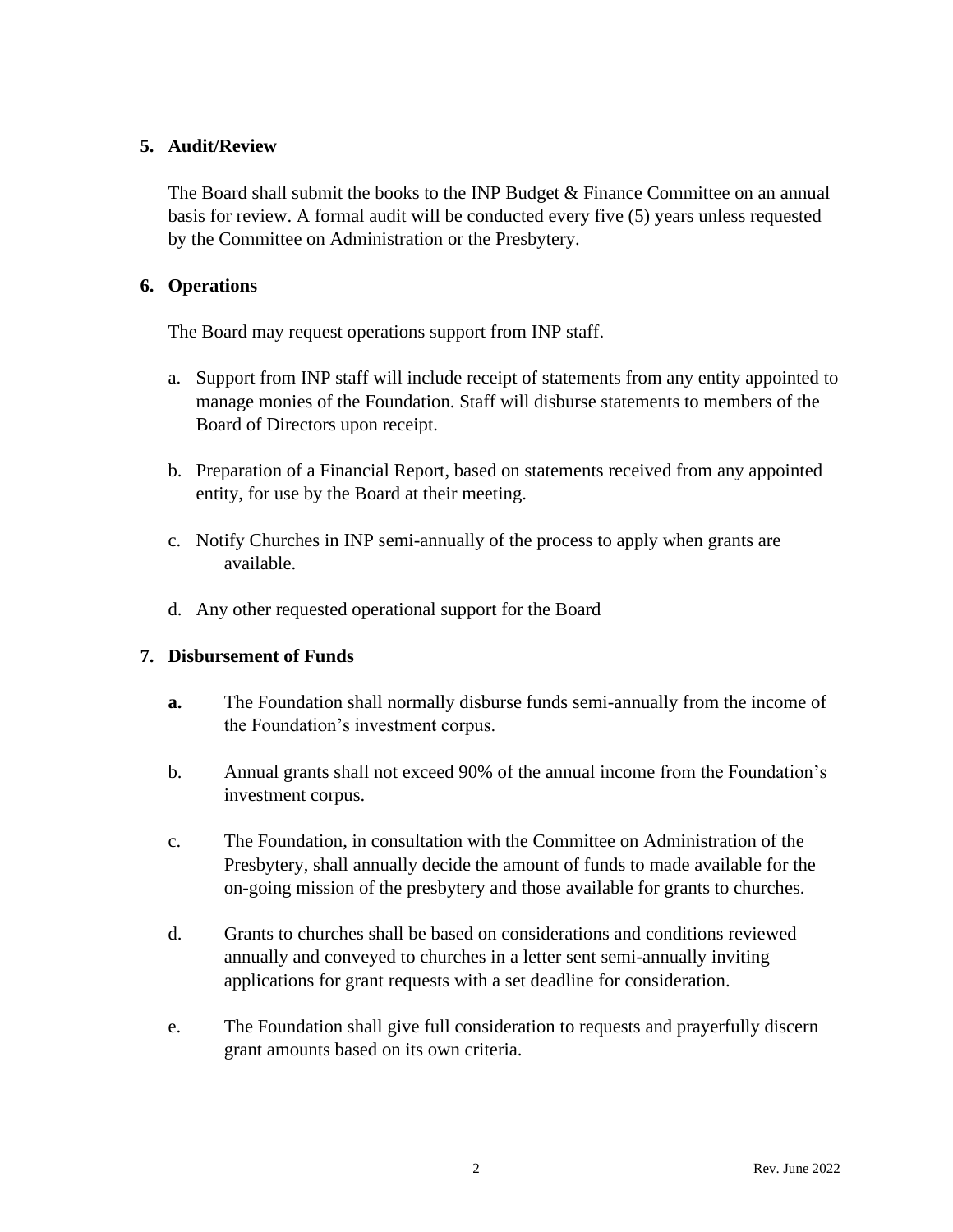5. **Audit/Review**

The Board shall submit the books to the INP Budget & Finance Committee on an annual basis for review. A formal audit will be conducted every five (5) years unless requested by the Committee on Administration or the Presbytery.

6. **Operations**

The Board may request operations support from INP staff.

a. Support from INP staff will include receipt of statements from any entity appointed to manage monies of the Foundation. Staff will disburse statements to members of the Board of Directors upon receipt.

b. Preparation of a Financial Report, based on statements received from any appointed entity, for use by the Board at their meeting.

c. Notify Churches in INP semi-annually of the process to apply when grants are available.

d. Any other requested operational support for the Board

7. **Disbursement of Funds**

**a.** The Foundation shall normally disburse funds semi-annually from the income of the Foundation's investment corpus.

b. Annual grants shall not exceed 90% of the annual income from the Foundation's investment corpus.

c. The Foundation, in consultation with the Committee on Administration of the Presbytery, shall annually decide the amount of funds to made available for the on-going mission of the presbytery and those available for grants to churches.

d. Grants to churches shall be based on considerations and conditions reviewed annually and conveyed to churches in a letter sent semi-annually inviting applications for grant requests with a set deadline for consideration.

e. The Foundation shall give full consideration to requests and prayerfully discern grant amounts based on its own criteria.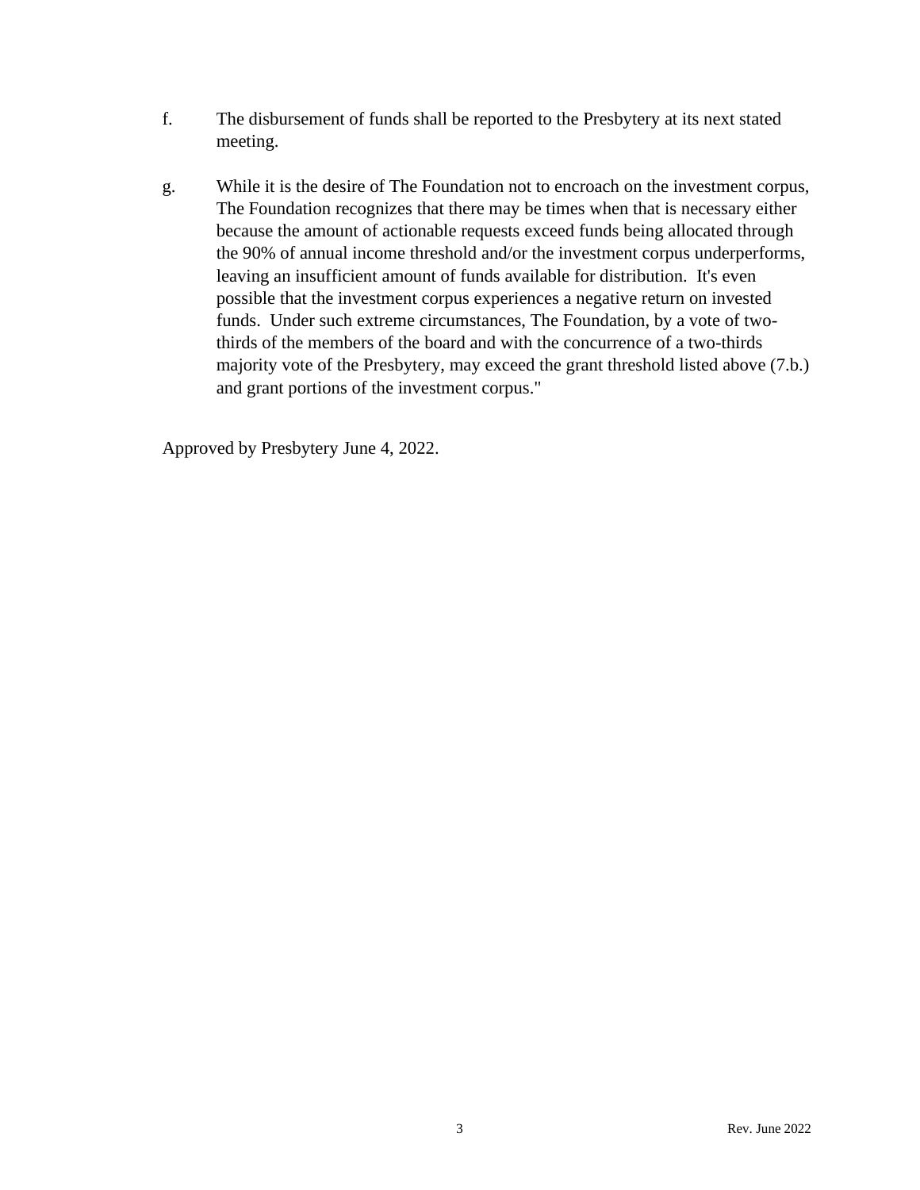f. The disbursement of funds shall be reported to the Presbytery at its next stated meeting.

g. While it is the desire of The Foundation not to encroach on the investment corpus, The Foundation recognizes that there may be times when that is necessary either because the amount of actionable requests exceed funds being allocated through the 90% of annual income threshold and/or the investment corpus underperforms, leaving an insufficient amount of funds available for distribution. It's even possible that the investment corpus experiences a negative return on invested funds. Under such extreme circumstances, The Foundation, by a vote of two-thirds of the members of the board and with the concurrence of a two-thirds majority vote of the Presbytery, may exceed the grant threshold listed above (7.b.) and grant portions of the investment corpus."

Approved by Presbytery June 4, 2022.